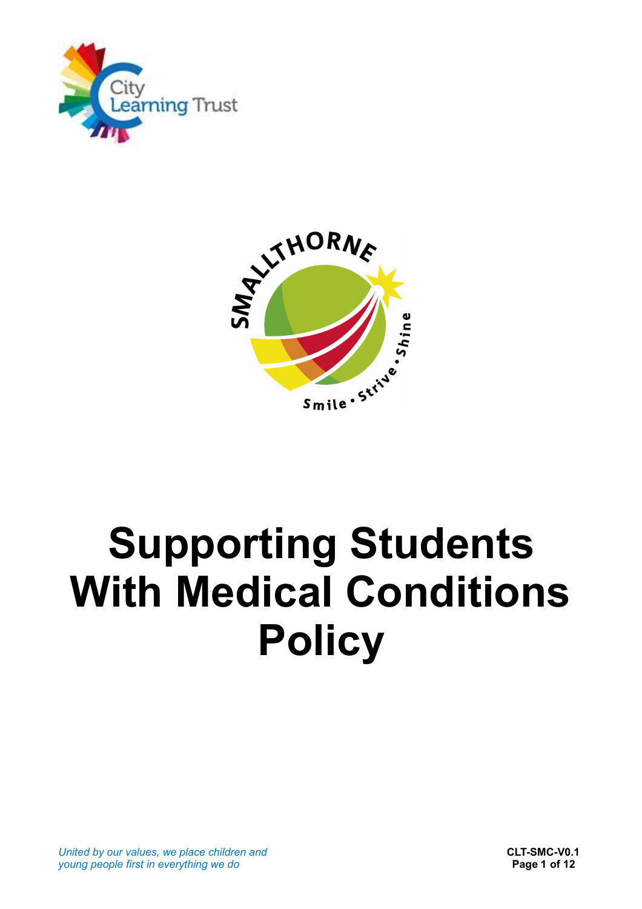# Supporting Students With Medical Conditions Policy

*United by our values, we place children and young people first in everything we do*

**CLT-SMC-V0.1**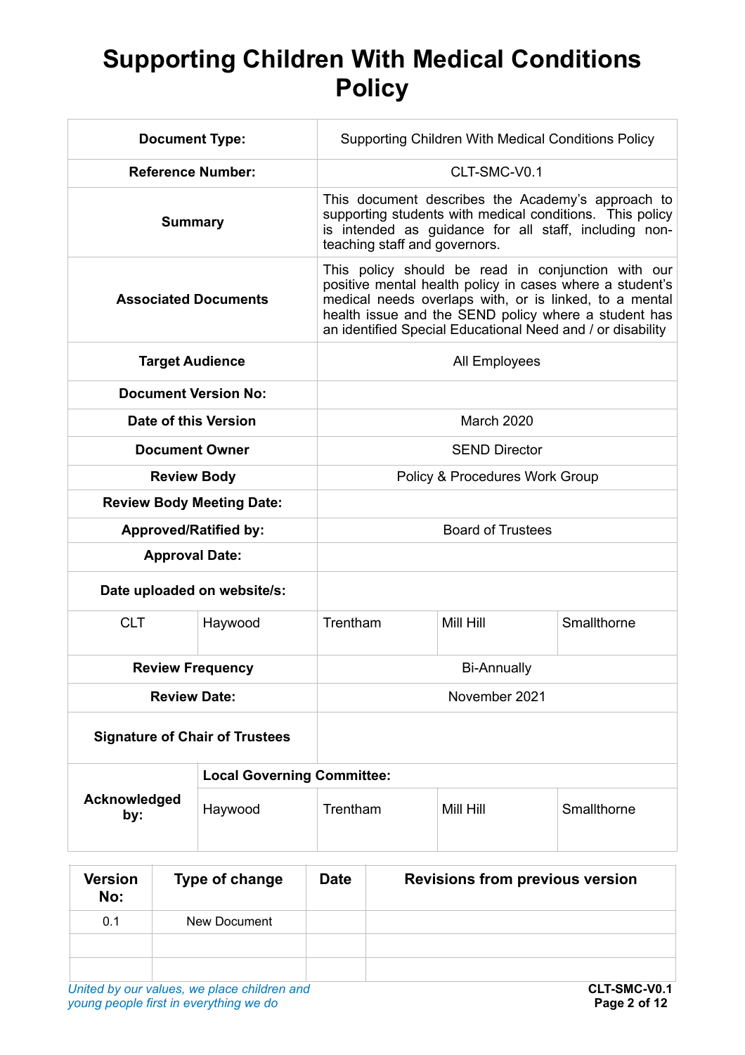# Supporting Children With Medical Conditions Policy

| | | | | |
|---|---|---|---|---|
| **Document Type:** | | Supporting Children With Medical Conditions Policy | | |
| **Reference Number:** | | CLT-SMC-V0.1 | | |
| **Summary** | | This document describes the Academy's approach to supporting students with medical conditions. This policy is intended as guidance for all staff, including non-teaching staff and governors. | | |
| **Associated Documents** | | This policy should be read in conjunction with our positive mental health policy in cases where a student's medical needs overlaps with, or is linked, to a mental health issue and the SEND policy where a student has an identified Special Educational Need and / or disability | | |
| **Target Audience** | | All Employees | | |
| **Document Version No:** | | | | |
| **Date of this Version** | | March 2020 | | |
| **Document Owner** | | SEND Director | | |
| **Review Body** | | Policy & Procedures Work Group | | |
| **Review Body Meeting Date:** | | | | |
| **Approved/Ratified by:** | | Board of Trustees | | |
| **Approval Date:** | | | | |
| **Date uploaded on website/s:** | | | | |
| CLT | Haywood | Trentham | Mill Hill | Smallthorne |
| **Review Frequency** | | Bi-Annually | | |
| **Review Date:** | | November 2021 | | |
| **Signature of Chair of Trustees** | | | | |
| **Acknowledged by:** | **Local Governing Committee:** | | | |
| | Haywood | Trentham | Mill Hill | Smallthorne |

| Version No: | Type of change | Date | Revisions from previous version |
|---|---|---|---|
| 0.1 | New Document | | |
| | | | |
| | | | |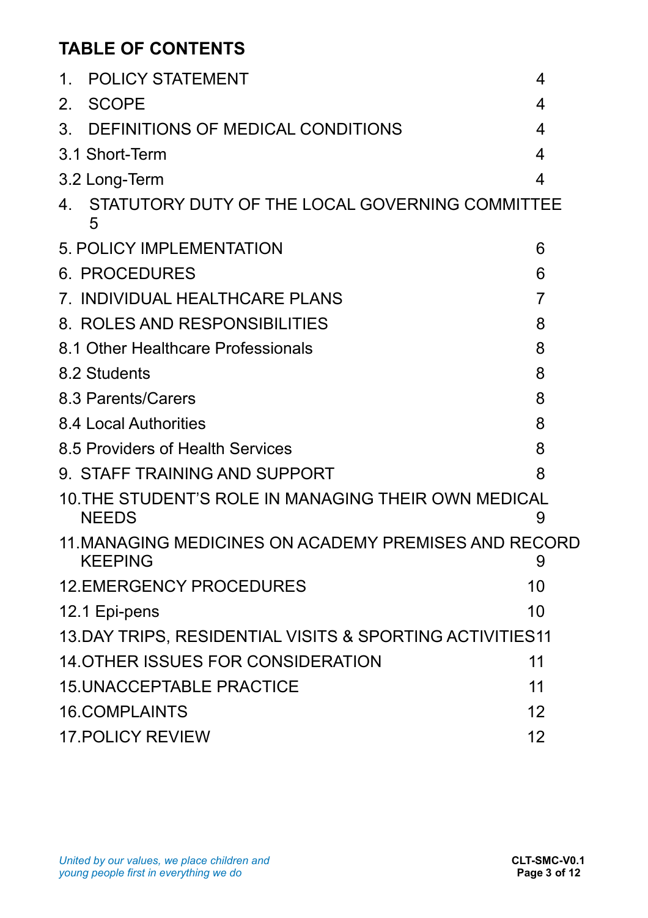# TABLE OF CONTENTS

| | |
|---|---|
| 1. POLICY STATEMENT | 4 |
| 2. SCOPE | 4 |
| 3. DEFINITIONS OF MEDICAL CONDITIONS | 4 |
| 3.1 Short-Term | 4 |
| 3.2 Long-Term | 4 |
| 4. STATUTORY DUTY OF THE LOCAL GOVERNING COMMITTEE | 5 |
| 5. POLICY IMPLEMENTATION | 6 |
| 6. PROCEDURES | 6 |
| 7. INDIVIDUAL HEALTHCARE PLANS | 7 |
| 8. ROLES AND RESPONSIBILITIES | 8 |
| 8.1 Other Healthcare Professionals | 8 |
| 8.2 Students | 8 |
| 8.3 Parents/Carers | 8 |
| 8.4 Local Authorities | 8 |
| 8.5 Providers of Health Services | 8 |
| 9. STAFF TRAINING AND SUPPORT | 8 |
| 10. THE STUDENT'S ROLE IN MANAGING THEIR OWN MEDICAL NEEDS | 9 |
| 11. MANAGING MEDICINES ON ACADEMY PREMISES AND RECORD KEEPING | 9 |
| 12. EMERGENCY PROCEDURES | 10 |
| 12.1 Epi-pens | 10 |
| 13. DAY TRIPS, RESIDENTIAL VISITS & SPORTING ACTIVITIES | 11 |
| 14. OTHER ISSUES FOR CONSIDERATION | 11 |
| 15. UNACCEPTABLE PRACTICE | 11 |
| 16. COMPLAINTS | 12 |
| 17. POLICY REVIEW | 12 |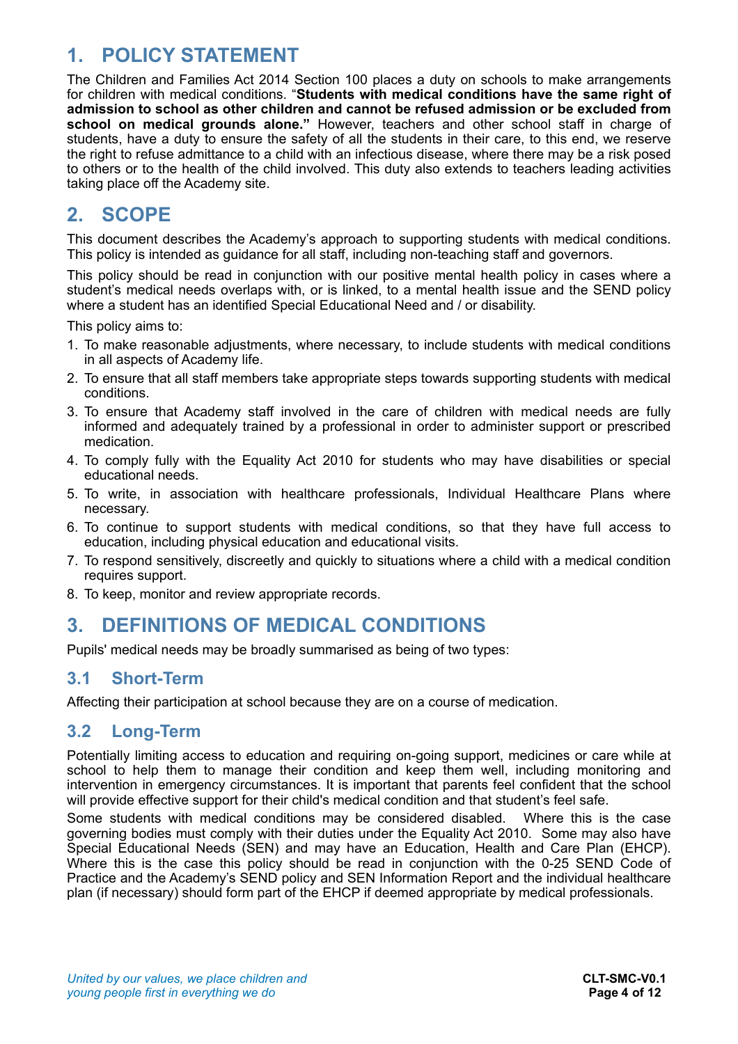# 1. POLICY STATEMENT

The Children and Families Act 2014 Section 100 places a duty on schools to make arrangements for children with medical conditions. "**Students with medical conditions have the same right of admission to school as other children and cannot be refused admission or be excluded from school on medical grounds alone."** However, teachers and other school staff in charge of students, have a duty to ensure the safety of all the students in their care, to this end, we reserve the right to refuse admittance to a child with an infectious disease, where there may be a risk posed to others or to the health of the child involved. This duty also extends to teachers leading activities taking place off the Academy site.

# 2. SCOPE

This document describes the Academy's approach to supporting students with medical conditions. This policy is intended as guidance for all staff, including non-teaching staff and governors.

This policy should be read in conjunction with our positive mental health policy in cases where a student's medical needs overlaps with, or is linked, to a mental health issue and the SEND policy where a student has an identified Special Educational Need and / or disability.

This policy aims to:

1. To make reasonable adjustments, where necessary, to include students with medical conditions in all aspects of Academy life.
2. To ensure that all staff members take appropriate steps towards supporting students with medical conditions.
3. To ensure that Academy staff involved in the care of children with medical needs are fully informed and adequately trained by a professional in order to administer support or prescribed medication.
4. To comply fully with the Equality Act 2010 for students who may have disabilities or special educational needs.
5. To write, in association with healthcare professionals, Individual Healthcare Plans where necessary.
6. To continue to support students with medical conditions, so that they have full access to education, including physical education and educational visits.
7. To respond sensitively, discreetly and quickly to situations where a child with a medical condition requires support.
8. To keep, monitor and review appropriate records.

# 3. DEFINITIONS OF MEDICAL CONDITIONS

Pupils' medical needs may be broadly summarised as being of two types:

## 3.1 Short-Term

Affecting their participation at school because they are on a course of medication.

## 3.2 Long-Term

Potentially limiting access to education and requiring on-going support, medicines or care while at school to help them to manage their condition and keep them well, including monitoring and intervention in emergency circumstances. It is important that parents feel confident that the school will provide effective support for their child's medical condition and that student's feel safe.

Some students with medical conditions may be considered disabled. Where this is the case governing bodies must comply with their duties under the Equality Act 2010. Some may also have Special Educational Needs (SEN) and may have an Education, Health and Care Plan (EHCP). Where this is the case this policy should be read in conjunction with the 0-25 SEND Code of Practice and the Academy's SEND policy and SEN Information Report and the individual healthcare plan (if necessary) should form part of the EHCP if deemed appropriate by medical professionals.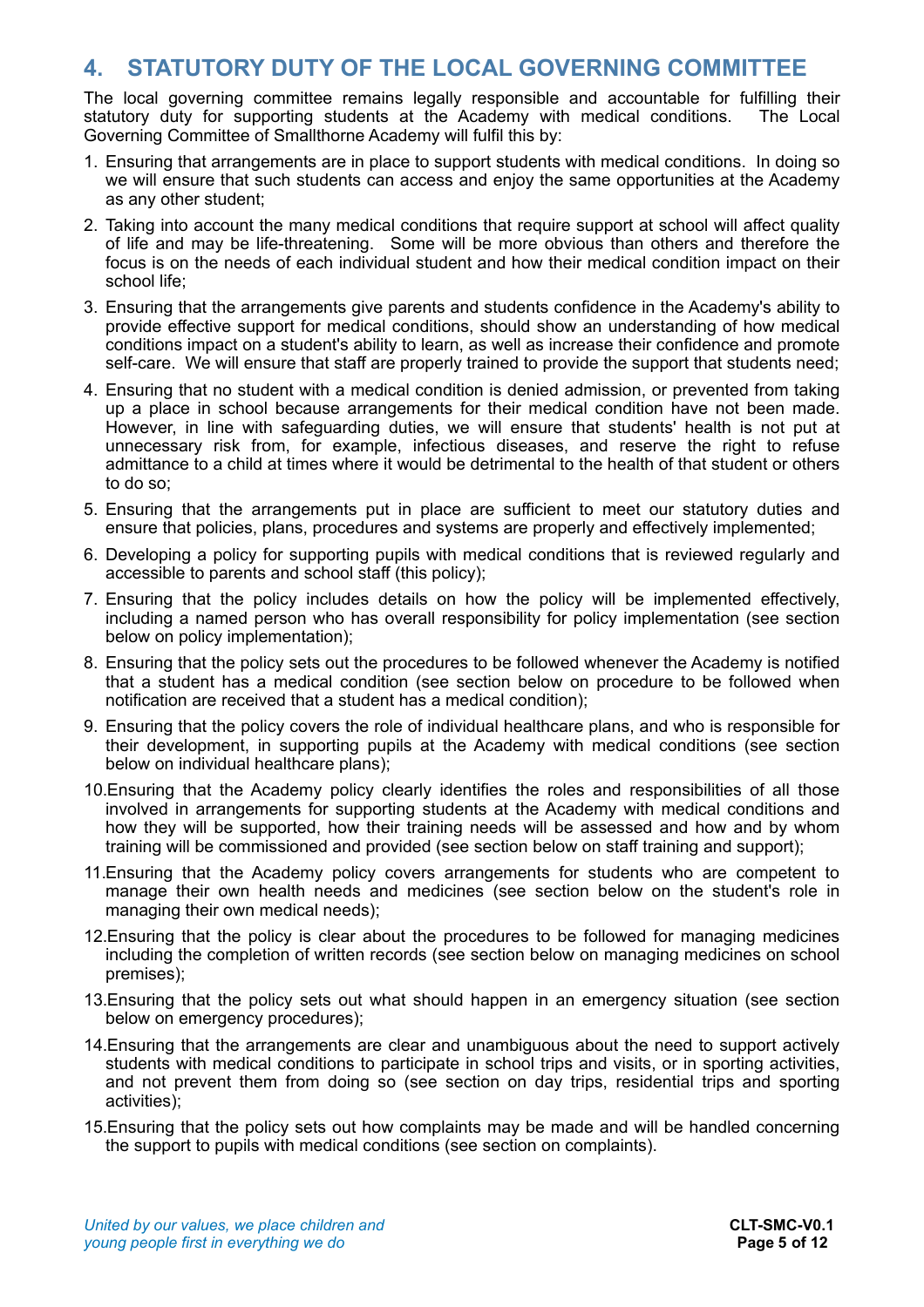## 4. STATUTORY DUTY OF THE LOCAL GOVERNING COMMITTEE

The local governing committee remains legally responsible and accountable for fulfilling their statutory duty for supporting students at the Academy with medical conditions. The Local Governing Committee of Smallthorne Academy will fulfil this by:

1. Ensuring that arrangements are in place to support students with medical conditions. In doing so we will ensure that such students can access and enjoy the same opportunities at the Academy as any other student;
2. Taking into account the many medical conditions that require support at school will affect quality of life and may be life-threatening. Some will be more obvious than others and therefore the focus is on the needs of each individual student and how their medical condition impact on their school life;
3. Ensuring that the arrangements give parents and students confidence in the Academy's ability to provide effective support for medical conditions, should show an understanding of how medical conditions impact on a student's ability to learn, as well as increase their confidence and promote self-care. We will ensure that staff are properly trained to provide the support that students need;
4. Ensuring that no student with a medical condition is denied admission, or prevented from taking up a place in school because arrangements for their medical condition have not been made. However, in line with safeguarding duties, we will ensure that students' health is not put at unnecessary risk from, for example, infectious diseases, and reserve the right to refuse admittance to a child at times where it would be detrimental to the health of that student or others to do so;
5. Ensuring that the arrangements put in place are sufficient to meet our statutory duties and ensure that policies, plans, procedures and systems are properly and effectively implemented;
6. Developing a policy for supporting pupils with medical conditions that is reviewed regularly and accessible to parents and school staff (this policy);
7. Ensuring that the policy includes details on how the policy will be implemented effectively, including a named person who has overall responsibility for policy implementation (see section below on policy implementation);
8. Ensuring that the policy sets out the procedures to be followed whenever the Academy is notified that a student has a medical condition (see section below on procedure to be followed when notification are received that a student has a medical condition);
9. Ensuring that the policy covers the role of individual healthcare plans, and who is responsible for their development, in supporting pupils at the Academy with medical conditions (see section below on individual healthcare plans);
10. Ensuring that the Academy policy clearly identifies the roles and responsibilities of all those involved in arrangements for supporting students at the Academy with medical conditions and how they will be supported, how their training needs will be assessed and how and by whom training will be commissioned and provided (see section below on staff training and support);
11. Ensuring that the Academy policy covers arrangements for students who are competent to manage their own health needs and medicines (see section below on the student's role in managing their own medical needs);
12. Ensuring that the policy is clear about the procedures to be followed for managing medicines including the completion of written records (see section below on managing medicines on school premises);
13. Ensuring that the policy sets out what should happen in an emergency situation (see section below on emergency procedures);
14. Ensuring that the arrangements are clear and unambiguous about the need to support actively students with medical conditions to participate in school trips and visits, or in sporting activities, and not prevent them from doing so (see section on day trips, residential trips and sporting activities);
15. Ensuring that the policy sets out how complaints may be made and will be handled concerning the support to pupils with medical conditions (see section on complaints).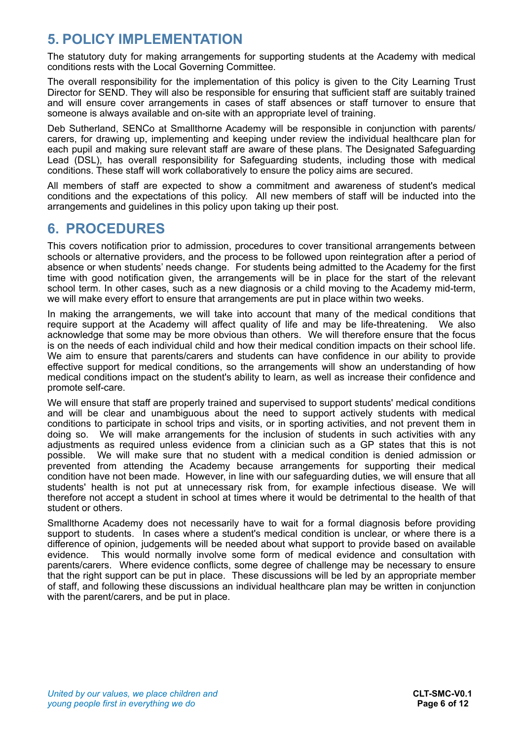## 5. POLICY IMPLEMENTATION

The statutory duty for making arrangements for supporting students at the Academy with medical conditions rests with the Local Governing Committee.

The overall responsibility for the implementation of this policy is given to the City Learning Trust Director for SEND. They will also be responsible for ensuring that sufficient staff are suitably trained and will ensure cover arrangements in cases of staff absences or staff turnover to ensure that someone is always available and on-site with an appropriate level of training.

Deb Sutherland, SENCo at Smallthorne Academy will be responsible in conjunction with parents/ carers, for drawing up, implementing and keeping under review the individual healthcare plan for each pupil and making sure relevant staff are aware of these plans. The Designated Safeguarding Lead (DSL), has overall responsibility for Safeguarding students, including those with medical conditions. These staff will work collaboratively to ensure the policy aims are secured.

All members of staff are expected to show a commitment and awareness of student's medical conditions and the expectations of this policy. All new members of staff will be inducted into the arrangements and guidelines in this policy upon taking up their post.

## 6. PROCEDURES

This covers notification prior to admission, procedures to cover transitional arrangements between schools or alternative providers, and the process to be followed upon reintegration after a period of absence or when students' needs change. For students being admitted to the Academy for the first time with good notification given, the arrangements will be in place for the start of the relevant school term. In other cases, such as a new diagnosis or a child moving to the Academy mid-term, we will make every effort to ensure that arrangements are put in place within two weeks.

In making the arrangements, we will take into account that many of the medical conditions that require support at the Academy will affect quality of life and may be life-threatening. We also acknowledge that some may be more obvious than others. We will therefore ensure that the focus is on the needs of each individual child and how their medical condition impacts on their school life. We aim to ensure that parents/carers and students can have confidence in our ability to provide effective support for medical conditions, so the arrangements will show an understanding of how medical conditions impact on the student's ability to learn, as well as increase their confidence and promote self-care.

We will ensure that staff are properly trained and supervised to support students' medical conditions and will be clear and unambiguous about the need to support actively students with medical conditions to participate in school trips and visits, or in sporting activities, and not prevent them in doing so. We will make arrangements for the inclusion of students in such activities with any adjustments as required unless evidence from a clinician such as a GP states that this is not possible. We will make sure that no student with a medical condition is denied admission or prevented from attending the Academy because arrangements for supporting their medical condition have not been made. However, in line with our safeguarding duties, we will ensure that all students' health is not put at unnecessary risk from, for example infectious disease. We will therefore not accept a student in school at times where it would be detrimental to the health of that student or others.

Smallthorne Academy does not necessarily have to wait for a formal diagnosis before providing support to students. In cases where a student's medical condition is unclear, or where there is a difference of opinion, judgements will be needed about what support to provide based on available evidence. This would normally involve some form of medical evidence and consultation with parents/carers. Where evidence conflicts, some degree of challenge may be necessary to ensure that the right support can be put in place. These discussions will be led by an appropriate member of staff, and following these discussions an individual healthcare plan may be written in conjunction with the parent/carers, and be put in place.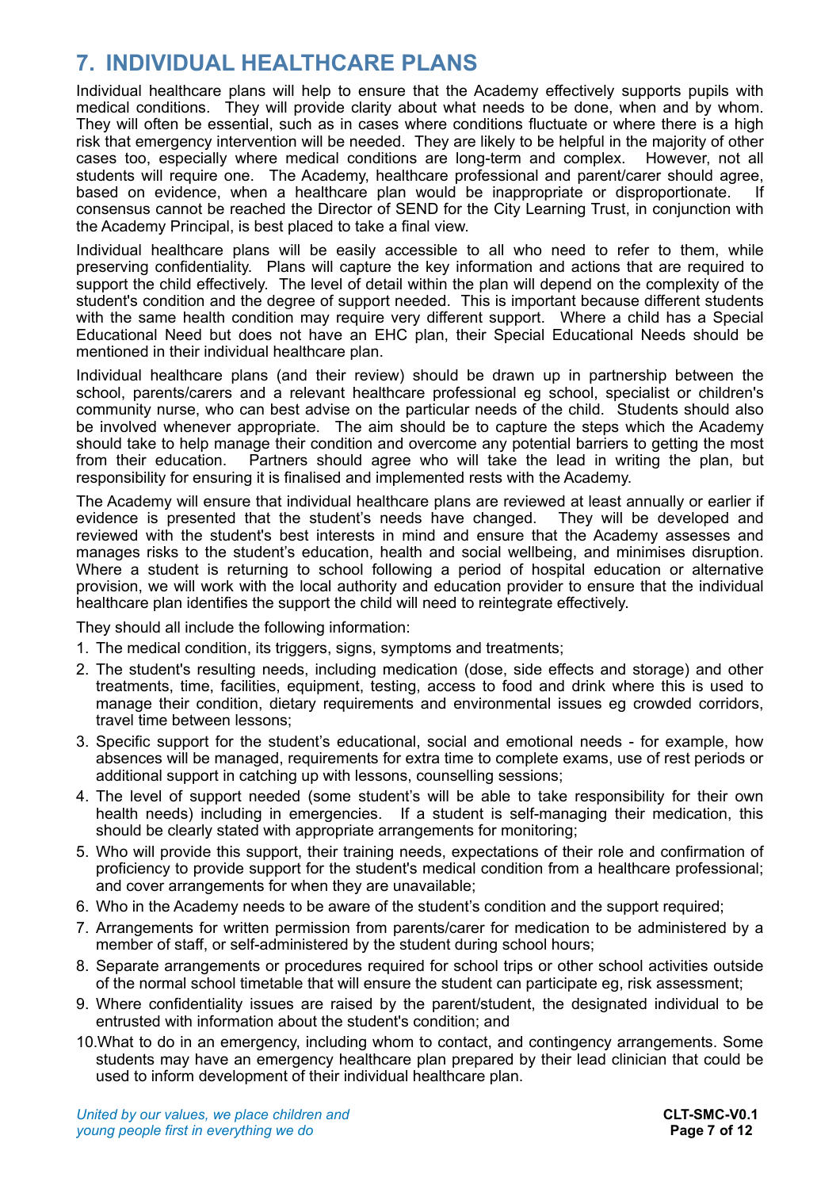# 7. INDIVIDUAL HEALTHCARE PLANS

Individual healthcare plans will help to ensure that the Academy effectively supports pupils with medical conditions. They will provide clarity about what needs to be done, when and by whom. They will often be essential, such as in cases where conditions fluctuate or where there is a high risk that emergency intervention will be needed. They are likely to be helpful in the majority of other cases too, especially where medical conditions are long-term and complex. However, not all students will require one. The Academy, healthcare professional and parent/carer should agree, based on evidence, when a healthcare plan would be inappropriate or disproportionate. If consensus cannot be reached the Director of SEND for the City Learning Trust, in conjunction with the Academy Principal, is best placed to take a final view.

Individual healthcare plans will be easily accessible to all who need to refer to them, while preserving confidentiality. Plans will capture the key information and actions that are required to support the child effectively. The level of detail within the plan will depend on the complexity of the student's condition and the degree of support needed. This is important because different students with the same health condition may require very different support. Where a child has a Special Educational Need but does not have an EHC plan, their Special Educational Needs should be mentioned in their individual healthcare plan.

Individual healthcare plans (and their review) should be drawn up in partnership between the school, parents/carers and a relevant healthcare professional eg school, specialist or children's community nurse, who can best advise on the particular needs of the child. Students should also be involved whenever appropriate. The aim should be to capture the steps which the Academy should take to help manage their condition and overcome any potential barriers to getting the most from their education. Partners should agree who will take the lead in writing the plan, but responsibility for ensuring it is finalised and implemented rests with the Academy.

The Academy will ensure that individual healthcare plans are reviewed at least annually or earlier if evidence is presented that the student's needs have changed. They will be developed and reviewed with the student's best interests in mind and ensure that the Academy assesses and manages risks to the student's education, health and social wellbeing, and minimises disruption. Where a student is returning to school following a period of hospital education or alternative provision, we will work with the local authority and education provider to ensure that the individual healthcare plan identifies the support the child will need to reintegrate effectively.

They should all include the following information:

1. The medical condition, its triggers, signs, symptoms and treatments;
2. The student's resulting needs, including medication (dose, side effects and storage) and other treatments, time, facilities, equipment, testing, access to food and drink where this is used to manage their condition, dietary requirements and environmental issues eg crowded corridors, travel time between lessons;
3. Specific support for the student's educational, social and emotional needs - for example, how absences will be managed, requirements for extra time to complete exams, use of rest periods or additional support in catching up with lessons, counselling sessions;
4. The level of support needed (some student's will be able to take responsibility for their own health needs) including in emergencies. If a student is self-managing their medication, this should be clearly stated with appropriate arrangements for monitoring;
5. Who will provide this support, their training needs, expectations of their role and confirmation of proficiency to provide support for the student's medical condition from a healthcare professional; and cover arrangements for when they are unavailable;
6. Who in the Academy needs to be aware of the student's condition and the support required;
7. Arrangements for written permission from parents/carer for medication to be administered by a member of staff, or self-administered by the student during school hours;
8. Separate arrangements or procedures required for school trips or other school activities outside of the normal school timetable that will ensure the student can participate eg, risk assessment;
9. Where confidentiality issues are raised by the parent/student, the designated individual to be entrusted with information about the student's condition; and
10. What to do in an emergency, including whom to contact, and contingency arrangements. Some students may have an emergency healthcare plan prepared by their lead clinician that could be used to inform development of their individual healthcare plan.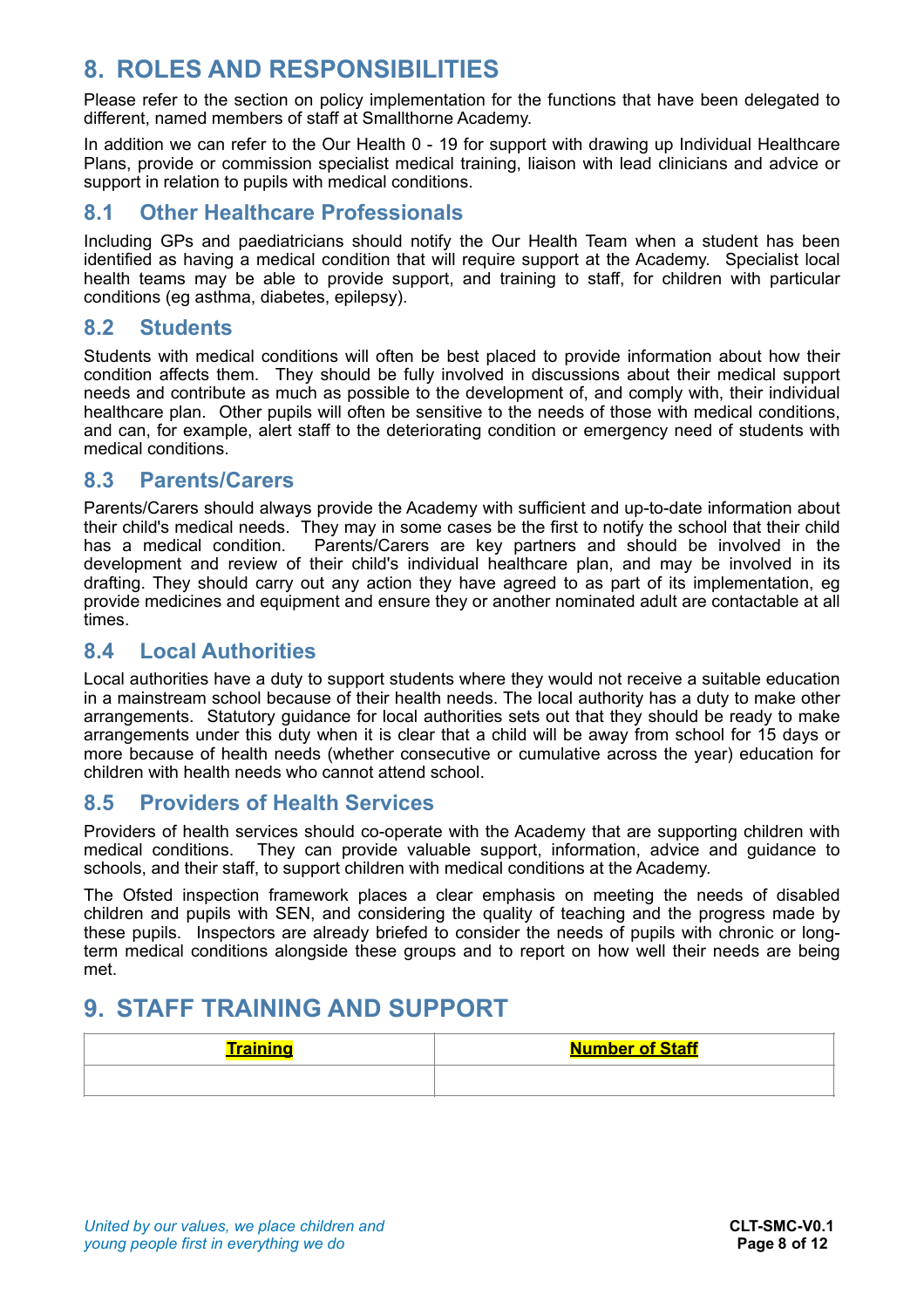## 8. ROLES AND RESPONSIBILITIES

Please refer to the section on policy implementation for the functions that have been delegated to different, named members of staff at Smallthorne Academy.

In addition we can refer to the Our Health 0 - 19 for support with drawing up Individual Healthcare Plans, provide or commission specialist medical training, liaison with lead clinicians and advice or support in relation to pupils with medical conditions.

### 8.1 Other Healthcare Professionals

Including GPs and paediatricians should notify the Our Health Team when a student has been identified as having a medical condition that will require support at the Academy. Specialist local health teams may be able to provide support, and training to staff, for children with particular conditions (eg asthma, diabetes, epilepsy).

### 8.2 Students

Students with medical conditions will often be best placed to provide information about how their condition affects them. They should be fully involved in discussions about their medical support needs and contribute as much as possible to the development of, and comply with, their individual healthcare plan. Other pupils will often be sensitive to the needs of those with medical conditions, and can, for example, alert staff to the deteriorating condition or emergency need of students with medical conditions.

### 8.3 Parents/Carers

Parents/Carers should always provide the Academy with sufficient and up-to-date information about their child's medical needs. They may in some cases be the first to notify the school that their child has a medical condition. Parents/Carers are key partners and should be involved in the development and review of their child's individual healthcare plan, and may be involved in its drafting. They should carry out any action they have agreed to as part of its implementation, eg provide medicines and equipment and ensure they or another nominated adult are contactable at all times.

### 8.4 Local Authorities

Local authorities have a duty to support students where they would not receive a suitable education in a mainstream school because of their health needs. The local authority has a duty to make other arrangements. Statutory guidance for local authorities sets out that they should be ready to make arrangements under this duty when it is clear that a child will be away from school for 15 days or more because of health needs (whether consecutive or cumulative across the year) education for children with health needs who cannot attend school.

### 8.5 Providers of Health Services

Providers of health services should co-operate with the Academy that are supporting children with medical conditions. They can provide valuable support, information, advice and guidance to schools, and their staff, to support children with medical conditions at the Academy.

The Ofsted inspection framework places a clear emphasis on meeting the needs of disabled children and pupils with SEN, and considering the quality of teaching and the progress made by these pupils. Inspectors are already briefed to consider the needs of pupils with chronic or long-term medical conditions alongside these groups and to report on how well their needs are being met.

## 9. STAFF TRAINING AND SUPPORT

| **Training** | **Number of Staff** |
|---|---|
| | |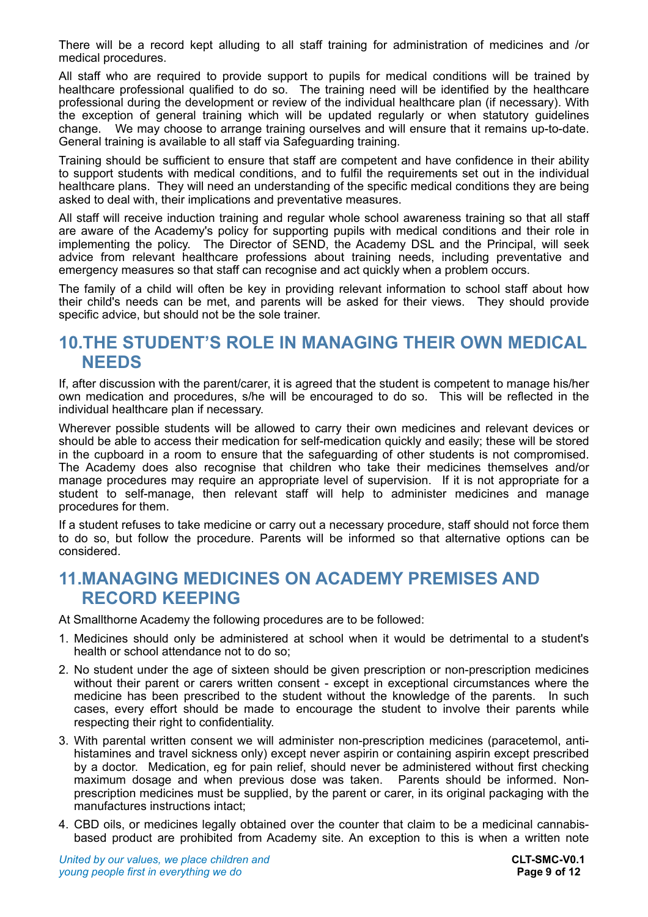There will be a record kept alluding to all staff training for administration of medicines and /or medical procedures.

All staff who are required to provide support to pupils for medical conditions will be trained by healthcare professional qualified to do so. The training need will be identified by the healthcare professional during the development or review of the individual healthcare plan (if necessary). With the exception of general training which will be updated regularly or when statutory guidelines change. We may choose to arrange training ourselves and will ensure that it remains up-to-date. General training is available to all staff via Safeguarding training.

Training should be sufficient to ensure that staff are competent and have confidence in their ability to support students with medical conditions, and to fulfil the requirements set out in the individual healthcare plans. They will need an understanding of the specific medical conditions they are being asked to deal with, their implications and preventative measures.

All staff will receive induction training and regular whole school awareness training so that all staff are aware of the Academy's policy for supporting pupils with medical conditions and their role in implementing the policy. The Director of SEND, the Academy DSL and the Principal, will seek advice from relevant healthcare professions about training needs, including preventative and emergency measures so that staff can recognise and act quickly when a problem occurs.

The family of a child will often be key in providing relevant information to school staff about how their child's needs can be met, and parents will be asked for their views. They should provide specific advice, but should not be the sole trainer.

## 10.THE STUDENT'S ROLE IN MANAGING THEIR OWN MEDICAL NEEDS

If, after discussion with the parent/carer, it is agreed that the student is competent to manage his/her own medication and procedures, s/he will be encouraged to do so. This will be reflected in the individual healthcare plan if necessary.

Wherever possible students will be allowed to carry their own medicines and relevant devices or should be able to access their medication for self-medication quickly and easily; these will be stored in the cupboard in a room to ensure that the safeguarding of other students is not compromised. The Academy does also recognise that children who take their medicines themselves and/or manage procedures may require an appropriate level of supervision. If it is not appropriate for a student to self-manage, then relevant staff will help to administer medicines and manage procedures for them.

If a student refuses to take medicine or carry out a necessary procedure, staff should not force them to do so, but follow the procedure. Parents will be informed so that alternative options can be considered.

## 11.MANAGING MEDICINES ON ACADEMY PREMISES AND RECORD KEEPING

At Smallthorne Academy the following procedures are to be followed:

1. Medicines should only be administered at school when it would be detrimental to a student's health or school attendance not to do so;
2. No student under the age of sixteen should be given prescription or non-prescription medicines without their parent or carers written consent - except in exceptional circumstances where the medicine has been prescribed to the student without the knowledge of the parents. In such cases, every effort should be made to encourage the student to involve their parents while respecting their right to confidentiality.
3. With parental written consent we will administer non-prescription medicines (paracetemol, anti-histamines and travel sickness only) except never aspirin or containing aspirin except prescribed by a doctor. Medication, eg for pain relief, should never be administered without first checking maximum dosage and when previous dose was taken. Parents should be informed. Non-prescription medicines must be supplied, by the parent or carer, in its original packaging with the manufactures instructions intact;
4. CBD oils, or medicines legally obtained over the counter that claim to be a medicinal cannabis-based product are prohibited from Academy site. An exception to this is when a written note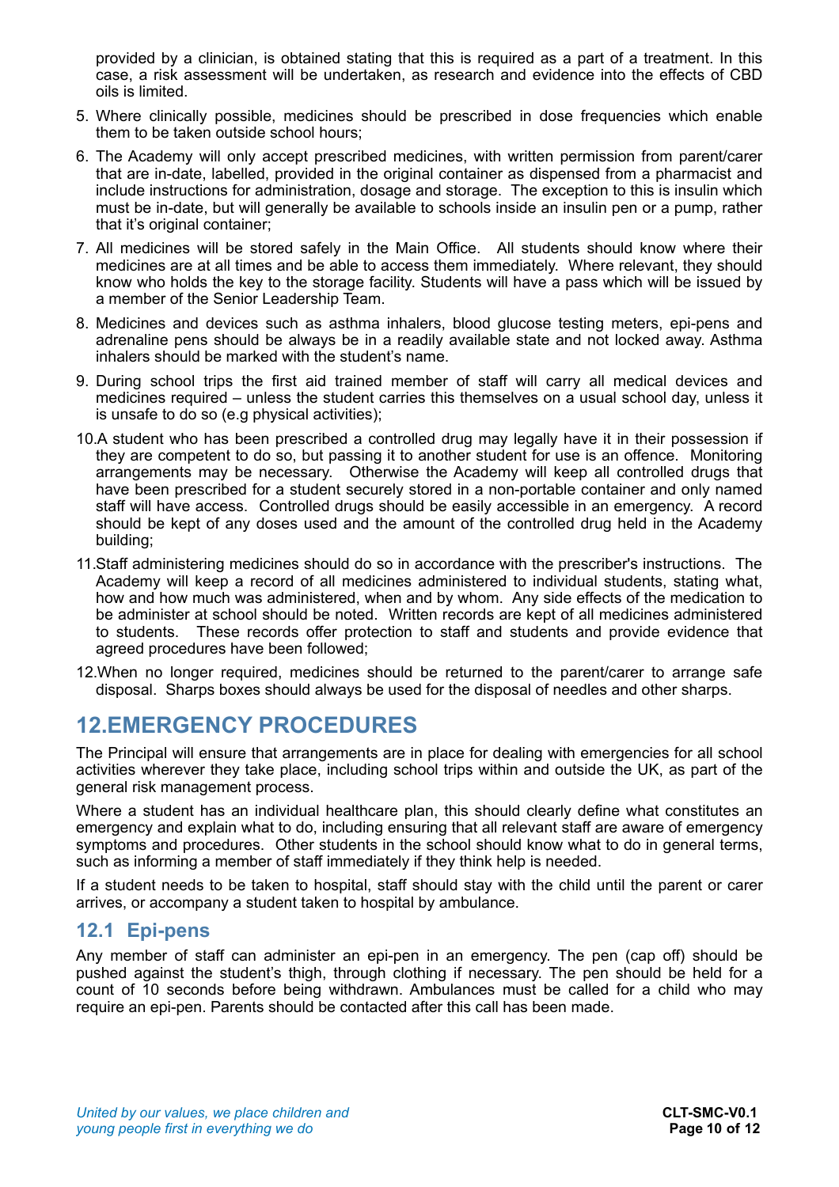provided by a clinician, is obtained stating that this is required as a part of a treatment. In this case, a risk assessment will be undertaken, as research and evidence into the effects of CBD oils is limited.

5. Where clinically possible, medicines should be prescribed in dose frequencies which enable them to be taken outside school hours;
6. The Academy will only accept prescribed medicines, with written permission from parent/carer that are in-date, labelled, provided in the original container as dispensed from a pharmacist and include instructions for administration, dosage and storage. The exception to this is insulin which must be in-date, but will generally be available to schools inside an insulin pen or a pump, rather that it's original container;
7. All medicines will be stored safely in the Main Office. All students should know where their medicines are at all times and be able to access them immediately. Where relevant, they should know who holds the key to the storage facility. Students will have a pass which will be issued by a member of the Senior Leadership Team.
8. Medicines and devices such as asthma inhalers, blood glucose testing meters, epi-pens and adrenaline pens should be always be in a readily available state and not locked away. Asthma inhalers should be marked with the student's name.
9. During school trips the first aid trained member of staff will carry all medical devices and medicines required – unless the student carries this themselves on a usual school day, unless it is unsafe to do so (e.g physical activities);
10. A student who has been prescribed a controlled drug may legally have it in their possession if they are competent to do so, but passing it to another student for use is an offence. Monitoring arrangements may be necessary. Otherwise the Academy will keep all controlled drugs that have been prescribed for a student securely stored in a non-portable container and only named staff will have access. Controlled drugs should be easily accessible in an emergency. A record should be kept of any doses used and the amount of the controlled drug held in the Academy building;
11. Staff administering medicines should do so in accordance with the prescriber's instructions. The Academy will keep a record of all medicines administered to individual students, stating what, how and how much was administered, when and by whom. Any side effects of the medication to be administer at school should be noted. Written records are kept of all medicines administered to students. These records offer protection to staff and students and provide evidence that agreed procedures have been followed;
12. When no longer required, medicines should be returned to the parent/carer to arrange safe disposal. Sharps boxes should always be used for the disposal of needles and other sharps.

## 12. EMERGENCY PROCEDURES

The Principal will ensure that arrangements are in place for dealing with emergencies for all school activities wherever they take place, including school trips within and outside the UK, as part of the general risk management process.

Where a student has an individual healthcare plan, this should clearly define what constitutes an emergency and explain what to do, including ensuring that all relevant staff are aware of emergency symptoms and procedures. Other students in the school should know what to do in general terms, such as informing a member of staff immediately if they think help is needed.

If a student needs to be taken to hospital, staff should stay with the child until the parent or carer arrives, or accompany a student taken to hospital by ambulance.

### 12.1 Epi-pens

Any member of staff can administer an epi-pen in an emergency. The pen (cap off) should be pushed against the student's thigh, through clothing if necessary. The pen should be held for a count of 10 seconds before being withdrawn. Ambulances must be called for a child who may require an epi-pen. Parents should be contacted after this call has been made.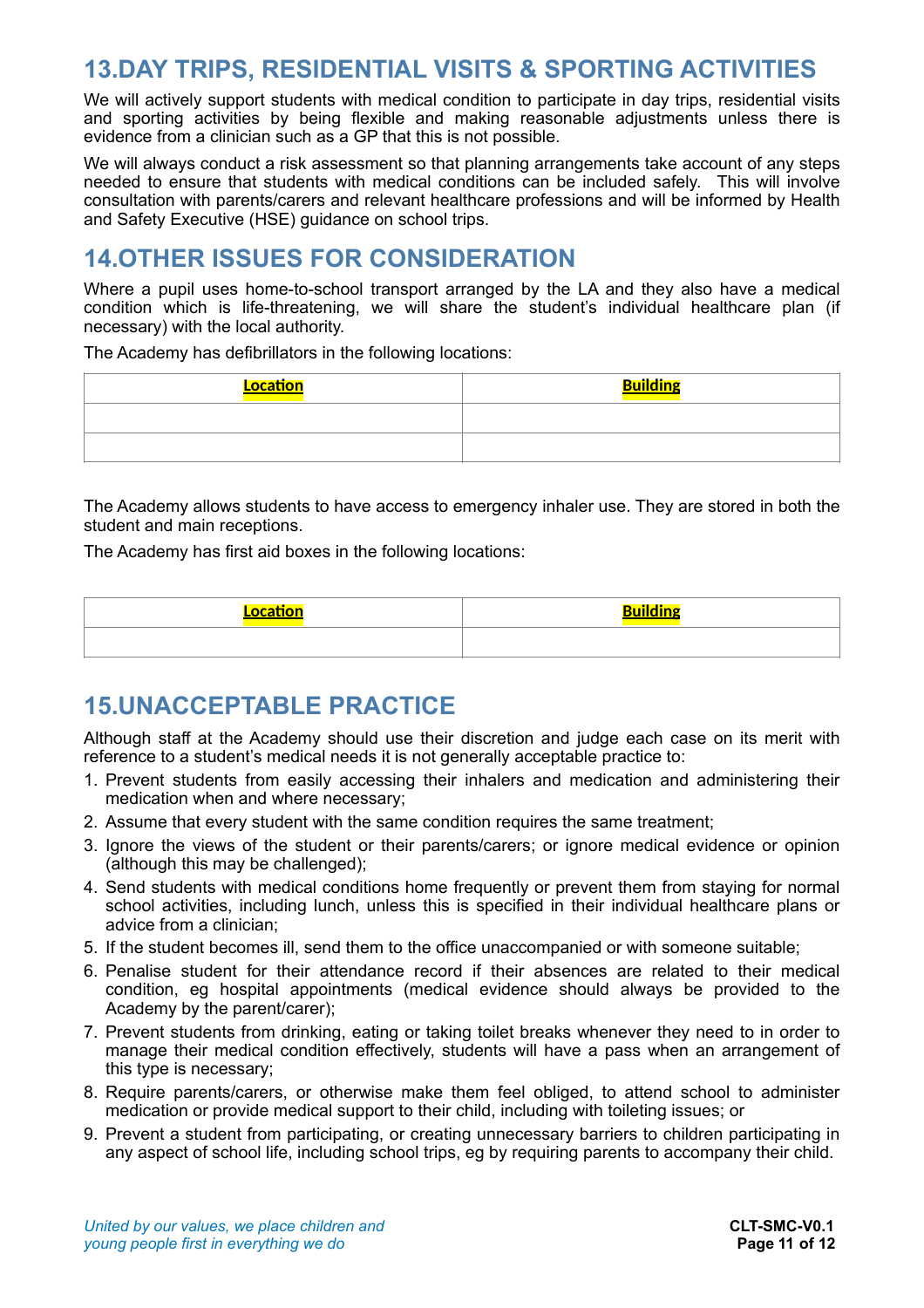## 13.DAY TRIPS, RESIDENTIAL VISITS & SPORTING ACTIVITIES

We will actively support students with medical condition to participate in day trips, residential visits and sporting activities by being flexible and making reasonable adjustments unless there is evidence from a clinician such as a GP that this is not possible.

We will always conduct a risk assessment so that planning arrangements take account of any steps needed to ensure that students with medical conditions can be included safely. This will involve consultation with parents/carers and relevant healthcare professions and will be informed by Health and Safety Executive (HSE) guidance on school trips.

## 14.OTHER ISSUES FOR CONSIDERATION

Where a pupil uses home-to-school transport arranged by the LA and they also have a medical condition which is life-threatening, we will share the student's individual healthcare plan (if necessary) with the local authority.

The Academy has defibrillators in the following locations:

| **Location** | **Building** |
|---|---|
| | |
| | |

The Academy allows students to have access to emergency inhaler use. They are stored in both the student and main receptions.

The Academy has first aid boxes in the following locations:

| **Location** | **Building** |
|---|---|
| | |

## 15.UNACCEPTABLE PRACTICE

Although staff at the Academy should use their discretion and judge each case on its merit with reference to a student's medical needs it is not generally acceptable practice to:

1. Prevent students from easily accessing their inhalers and medication and administering their medication when and where necessary;
2. Assume that every student with the same condition requires the same treatment;
3. Ignore the views of the student or their parents/carers; or ignore medical evidence or opinion (although this may be challenged);
4. Send students with medical conditions home frequently or prevent them from staying for normal school activities, including lunch, unless this is specified in their individual healthcare plans or advice from a clinician;
5. If the student becomes ill, send them to the office unaccompanied or with someone suitable;
6. Penalise student for their attendance record if their absences are related to their medical condition, eg hospital appointments (medical evidence should always be provided to the Academy by the parent/carer);
7. Prevent students from drinking, eating or taking toilet breaks whenever they need to in order to manage their medical condition effectively, students will have a pass when an arrangement of this type is necessary;
8. Require parents/carers, or otherwise make them feel obliged, to attend school to administer medication or provide medical support to their child, including with toileting issues; or
9. Prevent a student from participating, or creating unnecessary barriers to children participating in any aspect of school life, including school trips, eg by requiring parents to accompany their child.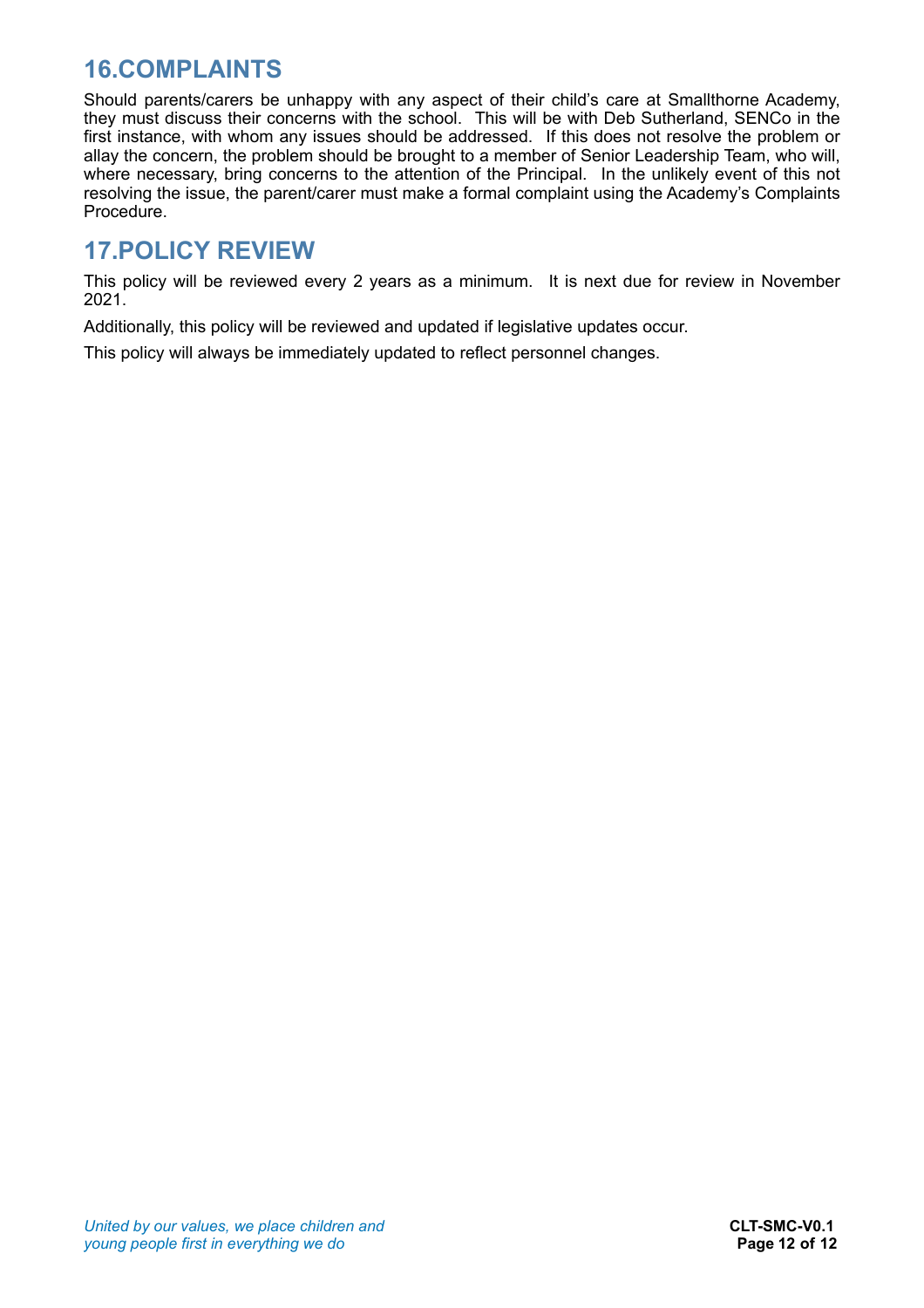## 16.COMPLAINTS

Should parents/carers be unhappy with any aspect of their child's care at Smallthorne Academy, they must discuss their concerns with the school. This will be with Deb Sutherland, SENCo in the first instance, with whom any issues should be addressed. If this does not resolve the problem or allay the concern, the problem should be brought to a member of Senior Leadership Team, who will, where necessary, bring concerns to the attention of the Principal. In the unlikely event of this not resolving the issue, the parent/carer must make a formal complaint using the Academy's Complaints Procedure.

## 17.POLICY REVIEW

This policy will be reviewed every 2 years as a minimum. It is next due for review in November 2021.

Additionally, this policy will be reviewed and updated if legislative updates occur.

This policy will always be immediately updated to reflect personnel changes.